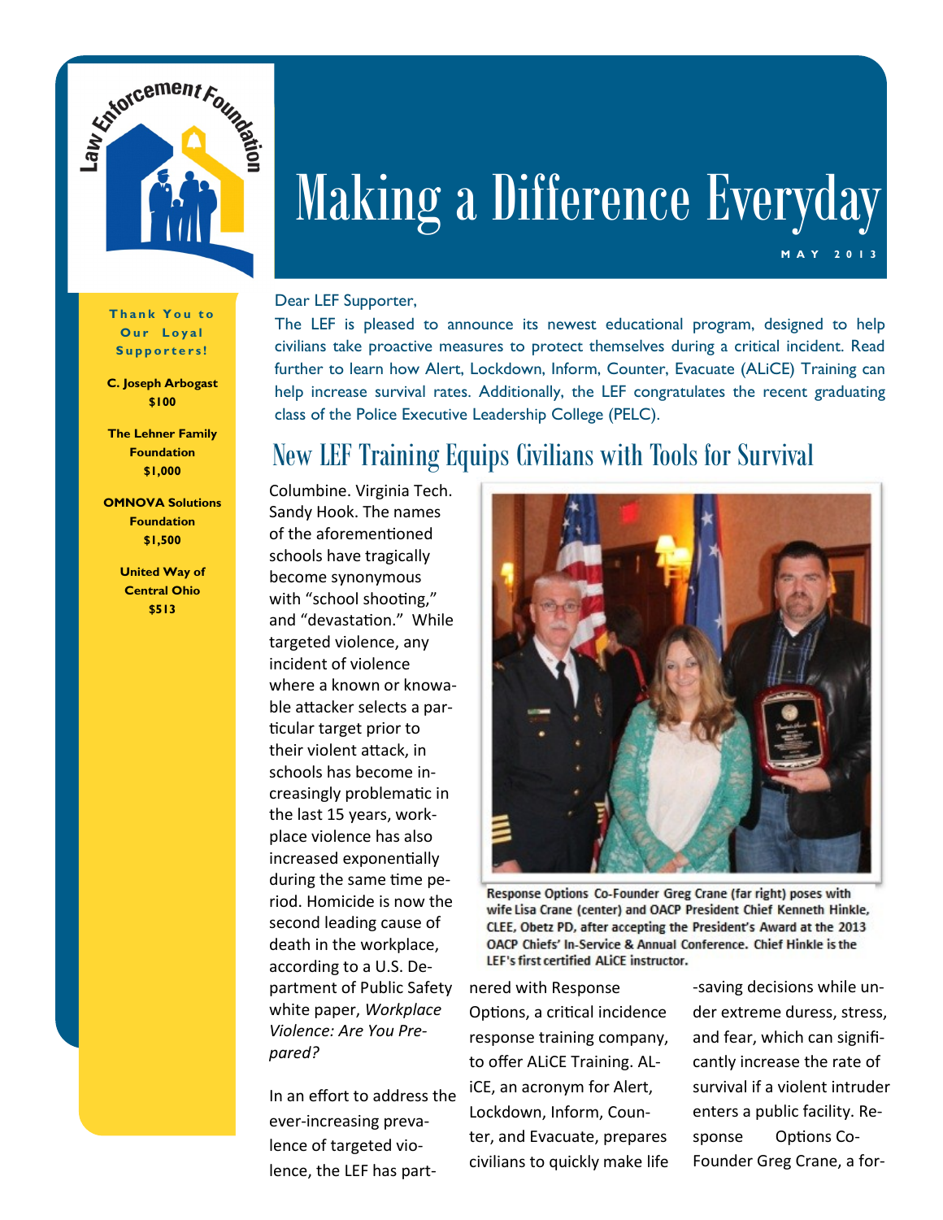# Making a Difference Everyday

MAY 2013

**Thank You to Our Loyal Supporters!**

**C. Joseph Arbogast**
**$100**

**The Lehner Family Foundation**
**$1,000**

**OMNOVA Solutions Foundation**
**$1,500**

**United Way of Central Ohio**
**$513**

Dear LEF Supporter,

The LEF is pleased to announce its newest educational program, designed to help civilians take proactive measures to protect themselves during a critical incident. Read further to learn how Alert, Lockdown, Inform, Counter, Evacuate (ALiCE) Training can help increase survival rates. Additionally, the LEF congratulates the recent graduating class of the Police Executive Leadership College (PELC).

## New LEF Training Equips Civilians with Tools for Survival

Columbine. Virginia Tech. Sandy Hook. The names of the aforementioned schools have tragically become synonymous with "school shooting," and "devastation." While targeted violence, any incident of violence where a known or knowable attacker selects a particular target prior to their violent attack, in schools has become increasingly problematic in the last 15 years, workplace violence has also increased exponentially during the same time period. Homicide is now the second leading cause of death in the workplace, according to a U.S. Department of Public Safety white paper, *Workplace Violence: Are You Prepared?*

Response Options Co-Founder Greg Crane (far right) poses with wife Lisa Crane (center) and OACP President Chief Kenneth Hinkle, CLEE, Obetz PD, after accepting the President's Award at the 2013 OACP Chiefs' In-Service & Annual Conference. Chief Hinkle is the LEF's first certified ALiCE instructor.

In an effort to address the ever-increasing prevalence of targeted violence, the LEF has partnered with Response Options, a critical incidence response training company, to offer ALiCE Training. ALiCE, an acronym for Alert, Lockdown, Inform, Counter, and Evacuate, prepares civilians to quickly make life-saving decisions while under extreme duress, stress, and fear, which can significantly increase the rate of survival if a violent intruder enters a public facility. Response Options Co-Founder Greg Crane, a for-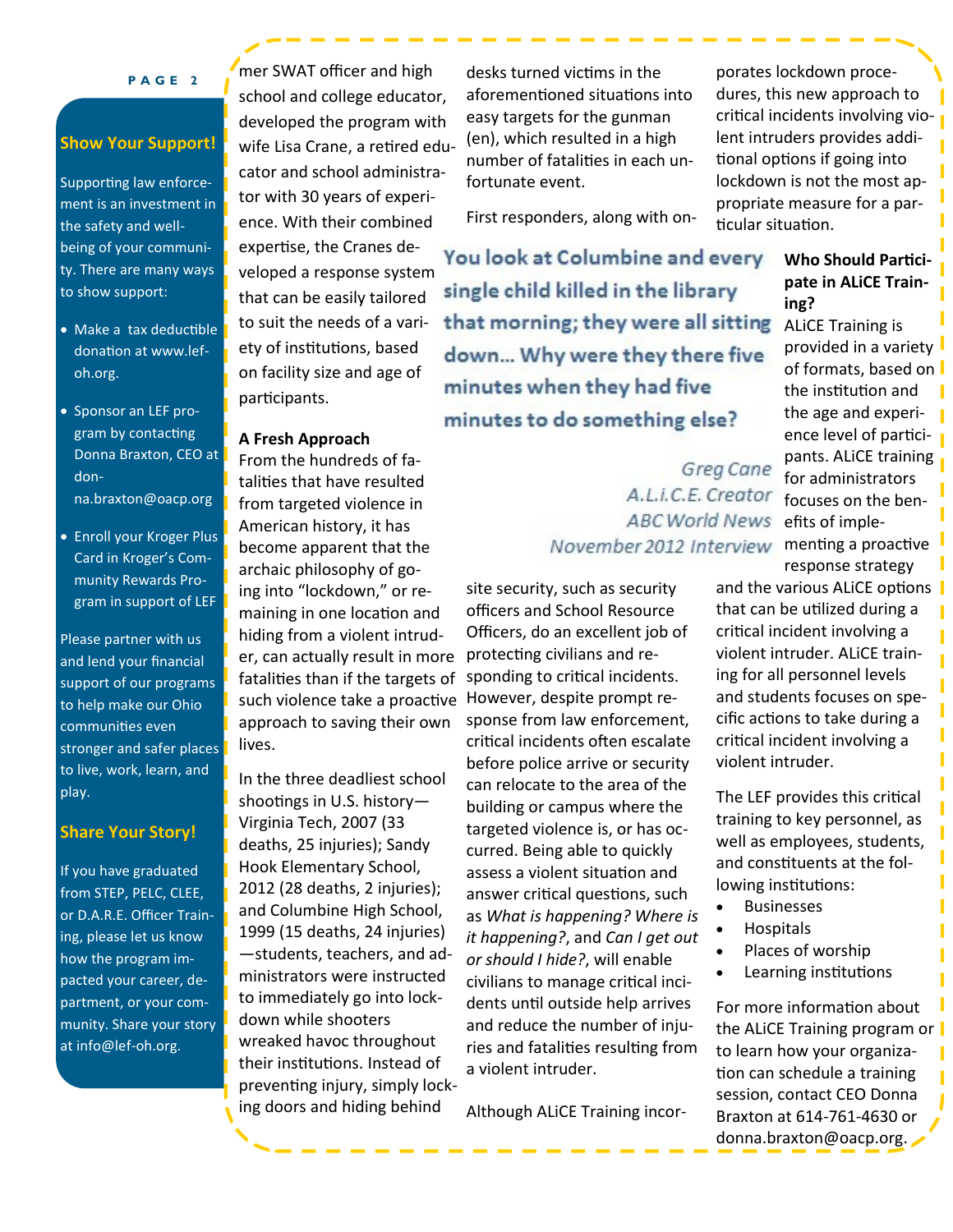## Show Your Support!

Supporting law enforcement is an investment in the safety and well-being of your community. There are many ways to show support:

- Make a tax deductible donation at www.lef-oh.org.
- Sponsor an LEF program by contacting Donna Braxton, CEO at donna.braxton@oacp.org
- Enroll your Kroger Plus Card in Kroger's Community Rewards Program in support of LEF

Please partner with us and lend your financial support of our programs to help make our Ohio communities even stronger and safer places to live, work, learn, and play.

## Share Your Story!

If you have graduated from STEP, PELC, CLEE, or D.A.R.E. Officer Training, please let us know how the program impacted your career, department, or your community. Share your story at info@lef-oh.org.

mer SWAT officer and high school and college educator, developed the program with wife Lisa Crane, a retired educator and school administrator with 30 years of experience. With their combined expertise, the Cranes developed a response system that can be easily tailored to suit the needs of a variety of institutions, based on facility size and age of participants.

**A Fresh Approach**

From the hundreds of fatalities that have resulted from targeted violence in American history, it has become apparent that the archaic philosophy of going into "lockdown," or remaining in one location and hiding from a violent intruder, can actually result in more fatalities than if the targets of such violence take a proactive approach to saving their own lives.

In the three deadliest school shootings in U.S. history—Virginia Tech, 2007 (33 deaths, 25 injuries); Sandy Hook Elementary School, 2012 (28 deaths, 2 injuries); and Columbine High School, 1999 (15 deaths, 24 injuries)—students, teachers, and administrators were instructed to immediately go into lockdown while shooters wreaked havoc throughout their institutions. Instead of preventing injury, simply locking doors and hiding behind desks turned victims in the aforementioned situations into easy targets for the gunman (en), which resulted in a high number of fatalities in each unfortunate event.

First responders, along with on-site security, such as security officers and School Resource Officers, do an excellent job of protecting civilians and responding to critical incidents. However, despite prompt response from law enforcement, critical incidents often escalate before police arrive or security can relocate to the area of the building or campus where the targeted violence is, or has occurred. Being able to quickly assess a violent situation and answer critical questions, such as *What is happening? Where is it happening?*, and *Can I get out or should I hide?*, will enable civilians to manage critical incidents until outside help arrives and reduce the number of injuries and fatalities resulting from a violent intruder.

> **You look at Columbine and every single child killed in the library that morning; they were all sitting down… Why were they there five minutes when they had five minutes to do something else?**
>
> *Greg Cane*
> *A.L.i.C.E. Creator*
> *ABC World News*
> *November 2012 Interview*

Although ALiCE Training incorporates lockdown procedures, this new approach to critical incidents involving violent intruders provides additional options if going into lockdown is not the most appropriate measure for a particular situation.

**Who Should Participate in ALiCE Training?**

ALiCE Training is provided in a variety of formats, based on the institution and the age and experience level of participants. ALiCE training for administrators focuses on the benefits of implementing a proactive response strategy and the various ALiCE options that can be utilized during a critical incident involving a violent intruder. ALiCE training for all personnel levels and students focuses on specific actions to take during a critical incident involving a violent intruder.

The LEF provides this critical training to key personnel, as well as employees, students, and constituents at the following institutions:

- Businesses
- Hospitals
- Places of worship
- Learning institutions

For more information about the ALiCE Training program or to learn how your organization can schedule a training session, contact CEO Donna Braxton at 614-761-4630 or donna.braxton@oacp.org.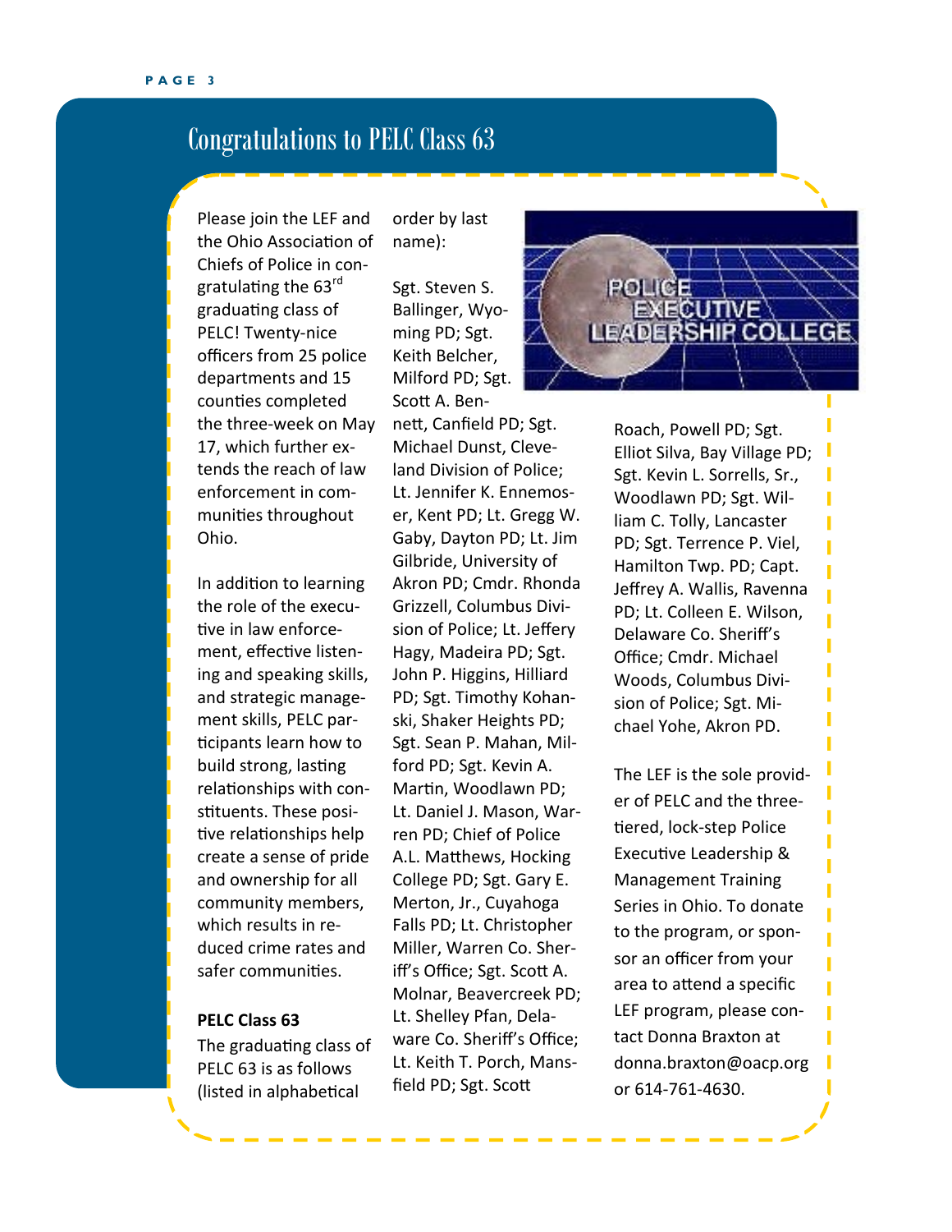# Congratulations to PELC Class 63

Please join the LEF and the Ohio Association of Chiefs of Police in congratulating the 63rd graduating class of PELC! Twenty-nice officers from 25 police departments and 15 counties completed the three-week on May 17, which further extends the reach of law enforcement in communities throughout Ohio.

In addition to learning the role of the executive in law enforcement, effective listening and speaking skills, and strategic management skills, PELC participants learn how to build strong, lasting relationships with constituents. These positive relationships help create a sense of pride and ownership for all community members, which results in reduced crime rates and safer communities.

**PELC Class 63**

The graduating class of PELC 63 is as follows (listed in alphabetical order by last name):

Sgt. Steven S. Ballinger, Wyoming PD; Sgt. Keith Belcher, Milford PD; Sgt. Scott A. Bennett, Canfield PD; Sgt. Michael Dunst, Cleveland Division of Police; Lt. Jennifer K. Ennemoser, Kent PD; Lt. Gregg W. Gaby, Dayton PD; Lt. Jim Gilbride, University of Akron PD; Cmdr. Rhonda Grizzell, Columbus Division of Police; Lt. Jeffery Hagy, Madeira PD; Sgt. John P. Higgins, Hilliard PD; Sgt. Timothy Kohanski, Shaker Heights PD; Sgt. Sean P. Mahan, Milford PD; Sgt. Kevin A. Martin, Woodlawn PD; Lt. Daniel J. Mason, Warren PD; Chief of Police A.L. Matthews, Hocking College PD; Sgt. Gary E. Merton, Jr., Cuyahoga Falls PD; Lt. Christopher Miller, Warren Co. Sheriff's Office; Sgt. Scott A. Molnar, Beavercreek PD; Lt. Shelley Pfan, Delaware Co. Sheriff's Office; Lt. Keith T. Porch, Mansfield PD; Sgt. Scott Roach, Powell PD; Sgt. Elliot Silva, Bay Village PD; Sgt. Kevin L. Sorrells, Sr., Woodlawn PD; Sgt. William C. Tolly, Lancaster PD; Sgt. Terrence P. Viel, Hamilton Twp. PD; Capt. Jeffrey A. Wallis, Ravenna PD; Lt. Colleen E. Wilson, Delaware Co. Sheriff's Office; Cmdr. Michael Woods, Columbus Division of Police; Sgt. Michael Yohe, Akron PD.

The LEF is the sole provider of PELC and the three-tiered, lock-step Police Executive Leadership & Management Training Series in Ohio. To donate to the program, or sponsor an officer from your area to attend a specific LEF program, please contact Donna Braxton at donna.braxton@oacp.org or 614-761-4630.